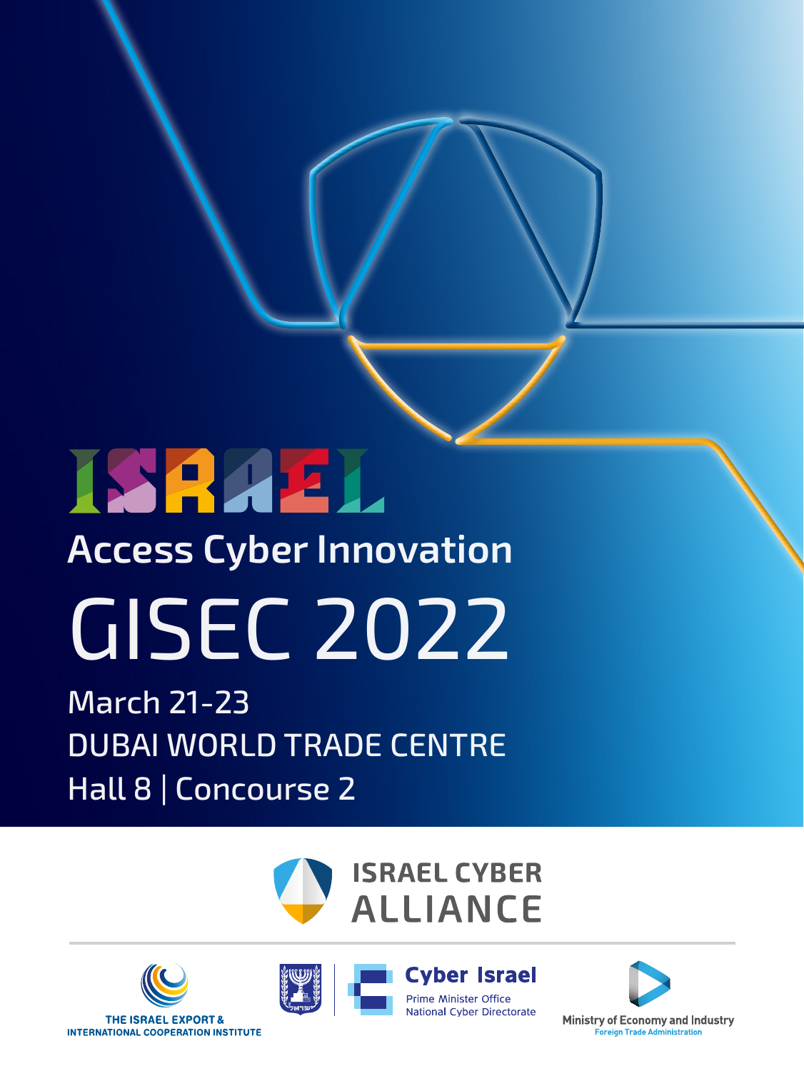# ISRAEL

## Access Cyber Innovation

# GISEC 2022

March 21-23
DUBAI WORLD TRADE CENTRE
Hall 8 | Concourse 2

ISRAEL CYBER ALLIANCE

THE ISRAEL EXPORT & INTERNATIONAL COOPERATION INSTITUTE

Cyber Israel
Prime Minister Office
National Cyber Directorate

Ministry of Economy and Industry
Foreign Trade Administration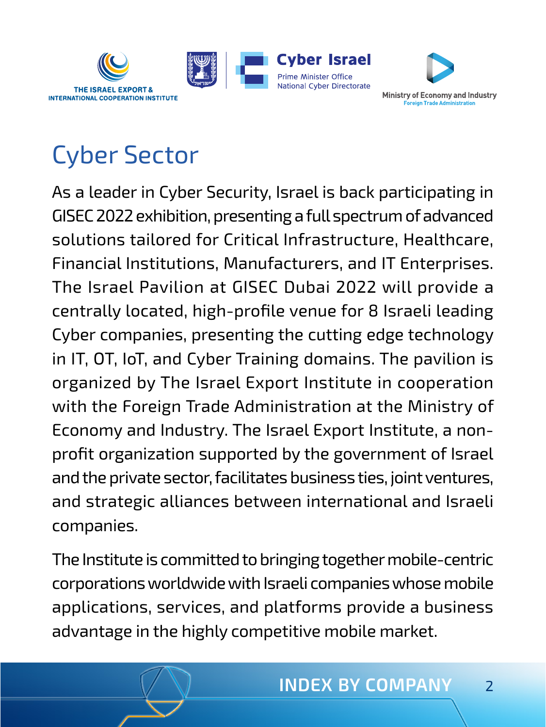THE ISRAEL EXPORT & INTERNATIONAL COOPERATION INSTITUTE

Cyber Israel
Prime Minister Office
National Cyber Directorate

Ministry of Economy and Industry
Foreign Trade Administration

# Cyber Sector

As a leader in Cyber Security, Israel is back participating in GISEC 2022 exhibition, presenting a full spectrum of advanced solutions tailored for Critical Infrastructure, Healthcare, Financial Institutions, Manufacturers, and IT Enterprises. The Israel Pavilion at GISEC Dubai 2022 will provide a centrally located, high-profile venue for 8 Israeli leading Cyber companies, presenting the cutting edge technology in IT, OT, IoT, and Cyber Training domains. The pavilion is organized by The Israel Export Institute in cooperation with the Foreign Trade Administration at the Ministry of Economy and Industry. The Israel Export Institute, a non-profit organization supported by the government of Israel and the private sector, facilitates business ties, joint ventures, and strategic alliances between international and Israeli companies.

The Institute is committed to bringing together mobile-centric corporations worldwide with Israeli companies whose mobile applications, services, and platforms provide a business advantage in the highly competitive mobile market.

INDEX BY COMPANY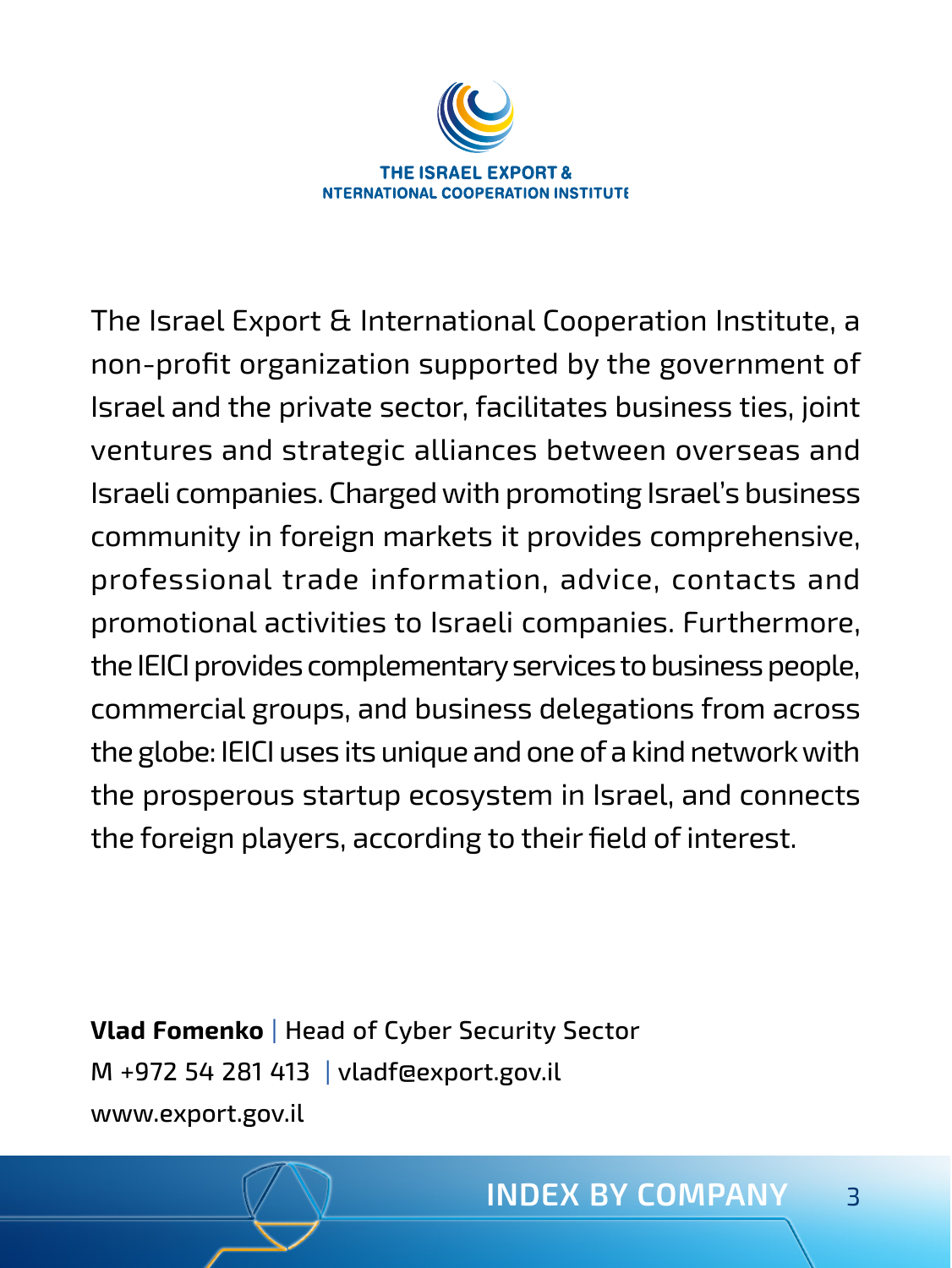THE ISRAEL EXPORT &
NTERNATIONAL COOPERATION INSTITUTE

The Israel Export & International Cooperation Institute, a non-profit organization supported by the government of Israel and the private sector, facilitates business ties, joint ventures and strategic alliances between overseas and Israeli companies. Charged with promoting Israel's business community in foreign markets it provides comprehensive, professional trade information, advice, contacts and promotional activities to Israeli companies. Furthermore, the IEICI provides complementary services to business people, commercial groups, and business delegations from across the globe: IEICI uses its unique and one of a kind network with the prosperous startup ecosystem in Israel, and connects the foreign players, according to their field of interest.

**Vlad Fomenko** | Head of Cyber Security Sector
M +972 54 281 413 | vladf@export.gov.il
www.export.gov.il

INDEX BY COMPANY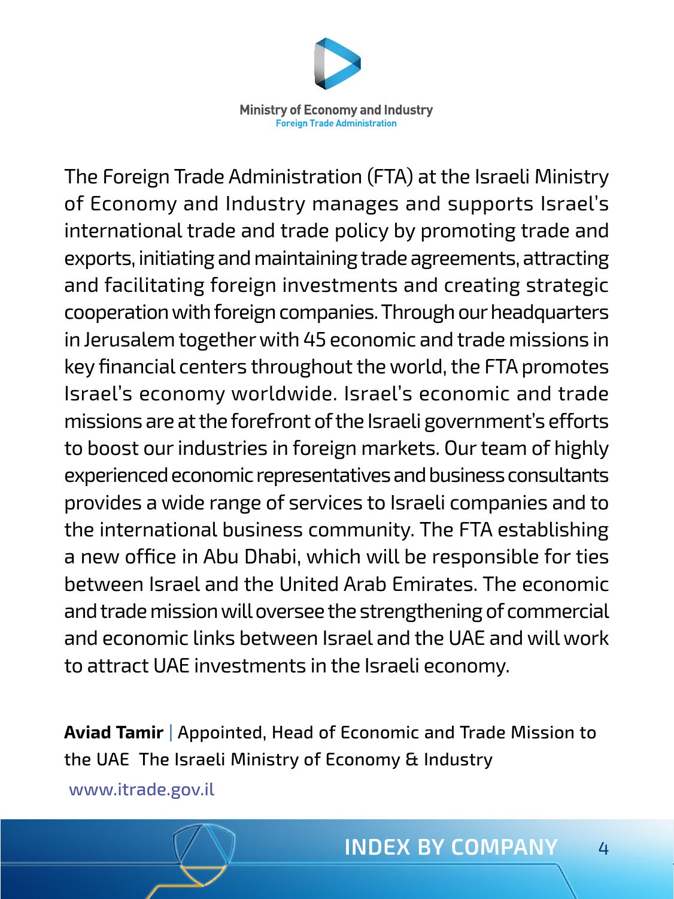**Ministry of Economy and Industry**
**Foreign Trade Administration**

The Foreign Trade Administration (FTA) at the Israeli Ministry of Economy and Industry manages and supports Israel's international trade and trade policy by promoting trade and exports, initiating and maintaining trade agreements, attracting and facilitating foreign investments and creating strategic cooperation with foreign companies. Through our headquarters in Jerusalem together with 45 economic and trade missions in key financial centers throughout the world, the FTA promotes Israel's economy worldwide. Israel's economic and trade missions are at the forefront of the Israeli government's efforts to boost our industries in foreign markets. Our team of highly experienced economic representatives and business consultants provides a wide range of services to Israeli companies and to the international business community. The FTA establishing a new office in Abu Dhabi, which will be responsible for ties between Israel and the United Arab Emirates. The economic and trade mission will oversee the strengthening of commercial and economic links between Israel and the UAE and will work to attract UAE investments in the Israeli economy.

**Aviad Tamir** | Appointed, Head of Economic and Trade Mission to the UAE The Israeli Ministry of Economy & Industry

www.itrade.gov.il

INDEX BY COMPANY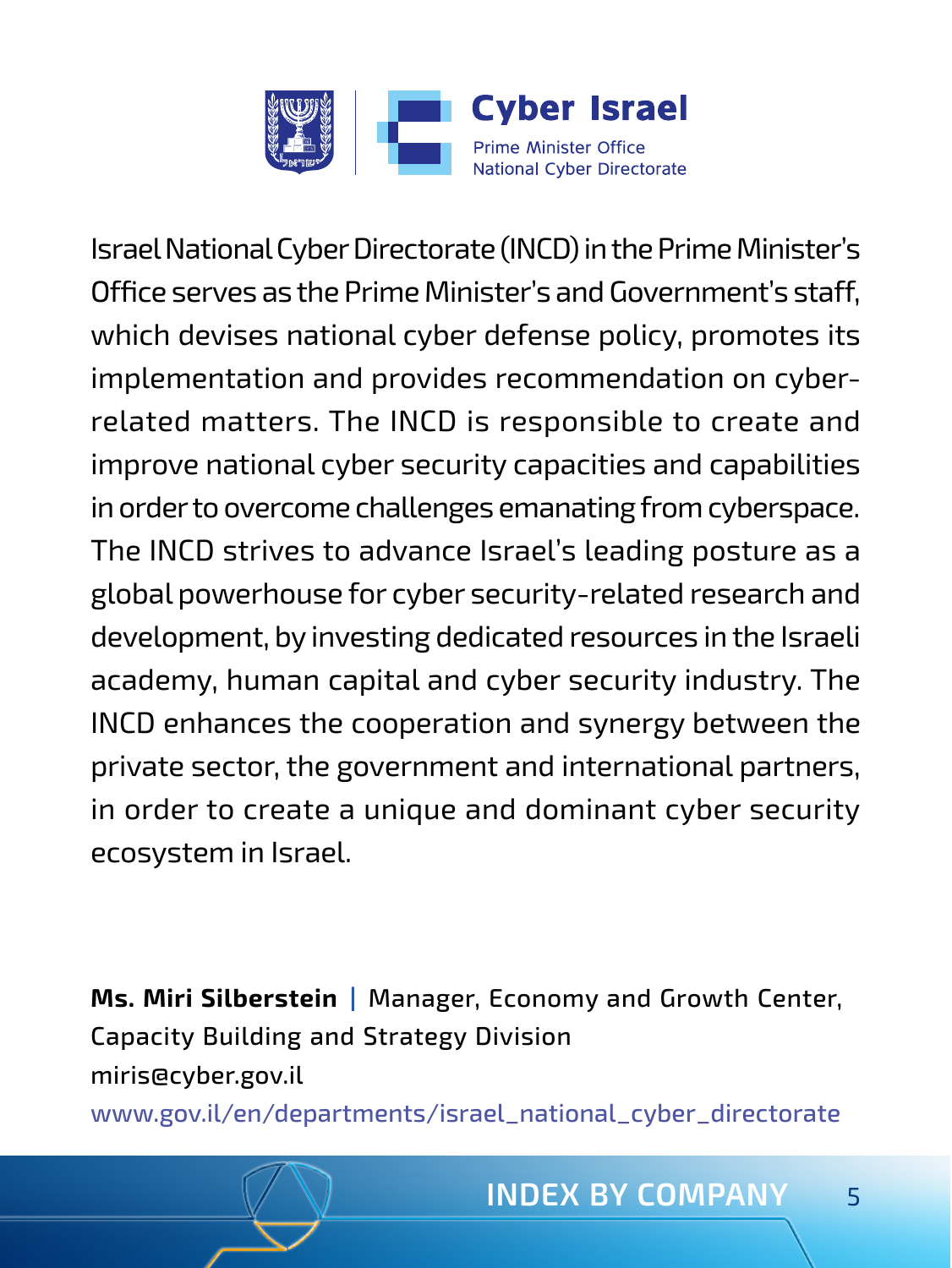# Cyber Israel

Prime Minister Office
National Cyber Directorate

Israel National Cyber Directorate (INCD) in the Prime Minister's Office serves as the Prime Minister's and Government's staff, which devises national cyber defense policy, promotes its implementation and provides recommendation on cyber-related matters. The INCD is responsible to create and improve national cyber security capacities and capabilities in order to overcome challenges emanating from cyberspace. The INCD strives to advance Israel's leading posture as a global powerhouse for cyber security-related research and development, by investing dedicated resources in the Israeli academy, human capital and cyber security industry. The INCD enhances the cooperation and synergy between the private sector, the government and international partners, in order to create a unique and dominant cyber security ecosystem in Israel.

**Ms. Miri Silberstein** | Manager, Economy and Growth Center, Capacity Building and Strategy Division
miris@cyber.gov.il
www.gov.il/en/departments/israel_national_cyber_directorate

INDEX BY COMPANY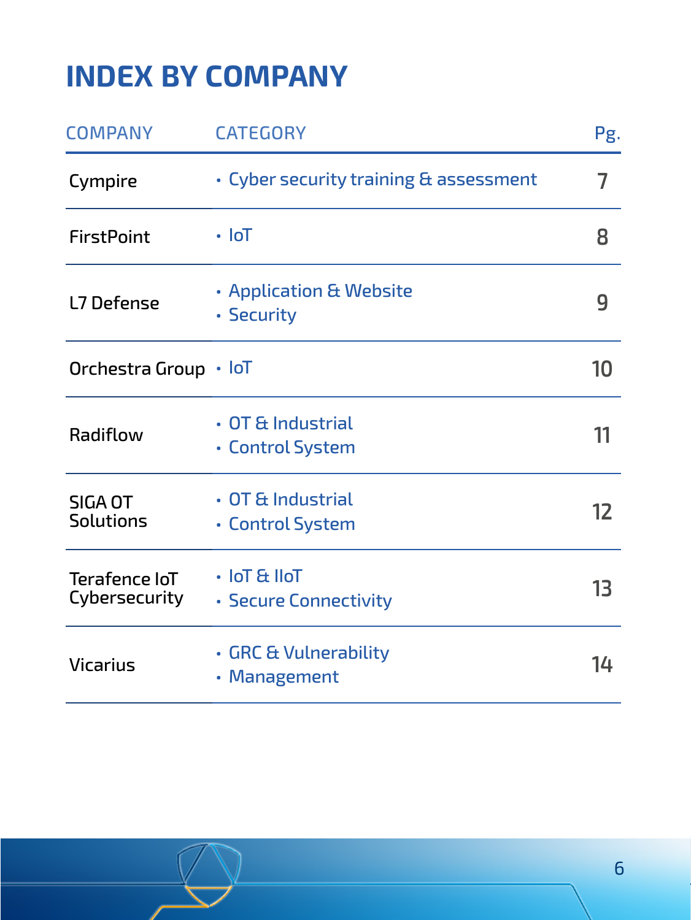# INDEX BY COMPANY

| COMPANY | CATEGORY | Pg. |
|---|---|---|
| Cympire | • Cyber security training & assessment | 7 |
| FirstPoint | • IoT | 8 |
| L7 Defense | • Application & Website<br>• Security | 9 |
| Orchestra Group | • IoT | 10 |
| Radiflow | • OT & Industrial<br>• Control System | 11 |
| SIGA OT Solutions | • OT & Industrial<br>• Control System | 12 |
| Terafence IoT Cybersecurity | • IoT & IIoT<br>• Secure Connectivity | 13 |
| Vicarius | • GRC & Vulnerability<br>• Management | 14 |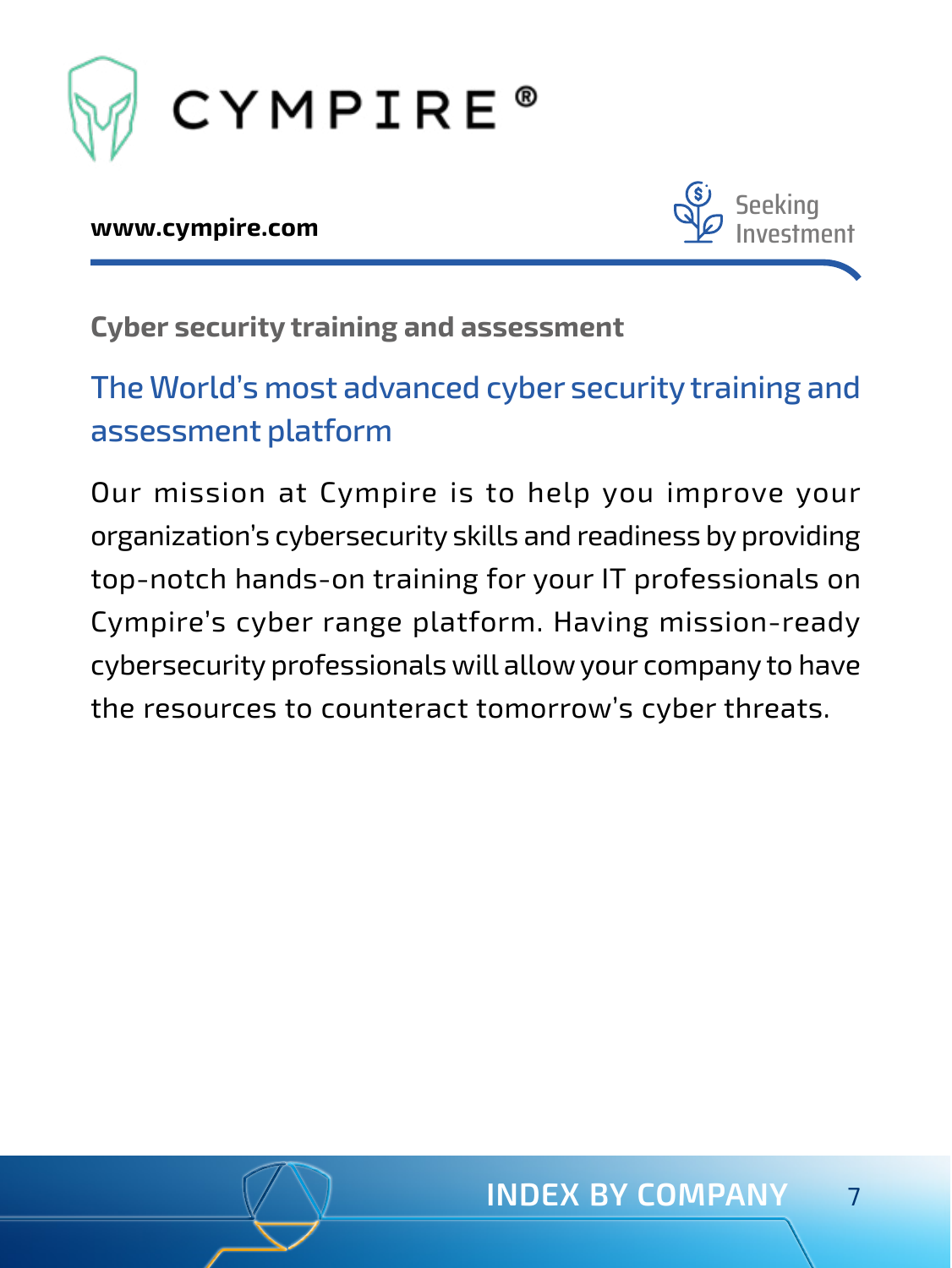# CYMPIRE®

**www.cympire.com**

Seeking Investment

### Cyber security training and assessment

## The World's most advanced cyber security training and assessment platform

Our mission at Cympire is to help you improve your organization's cybersecurity skills and readiness by providing top-notch hands-on training for your IT professionals on Cympire's cyber range platform. Having mission-ready cybersecurity professionals will allow your company to have the resources to counteract tomorrow's cyber threats.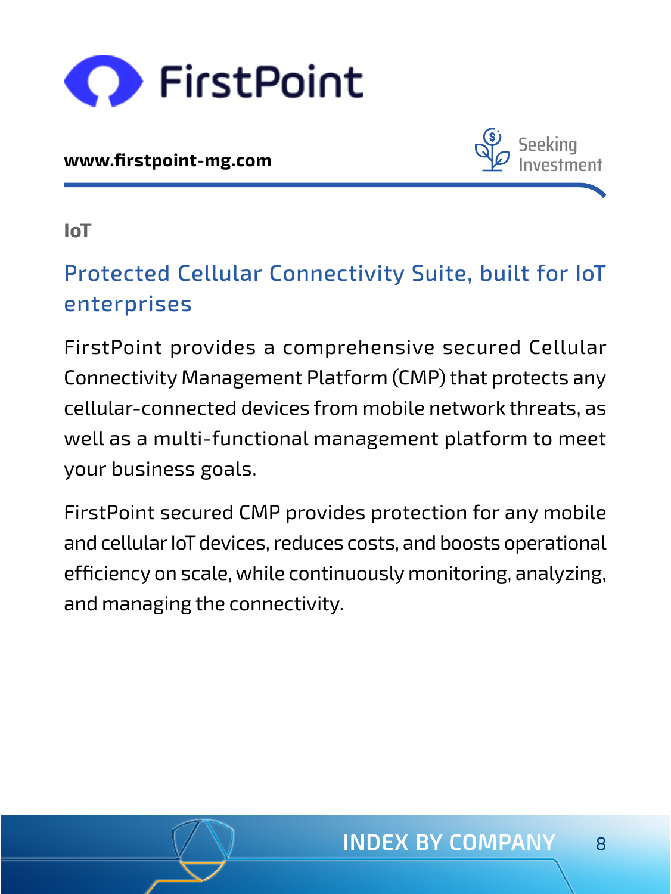# FirstPoint

**www.firstpoint-mg.com**

Seeking Investment

**IoT**

## Protected Cellular Connectivity Suite, built for IoT enterprises

FirstPoint provides a comprehensive secured Cellular Connectivity Management Platform (CMP) that protects any cellular-connected devices from mobile network threats, as well as a multi-functional management platform to meet your business goals.

FirstPoint secured CMP provides protection for any mobile and cellular IoT devices, reduces costs, and boosts operational efficiency on scale, while continuously monitoring, analyzing, and managing the connectivity.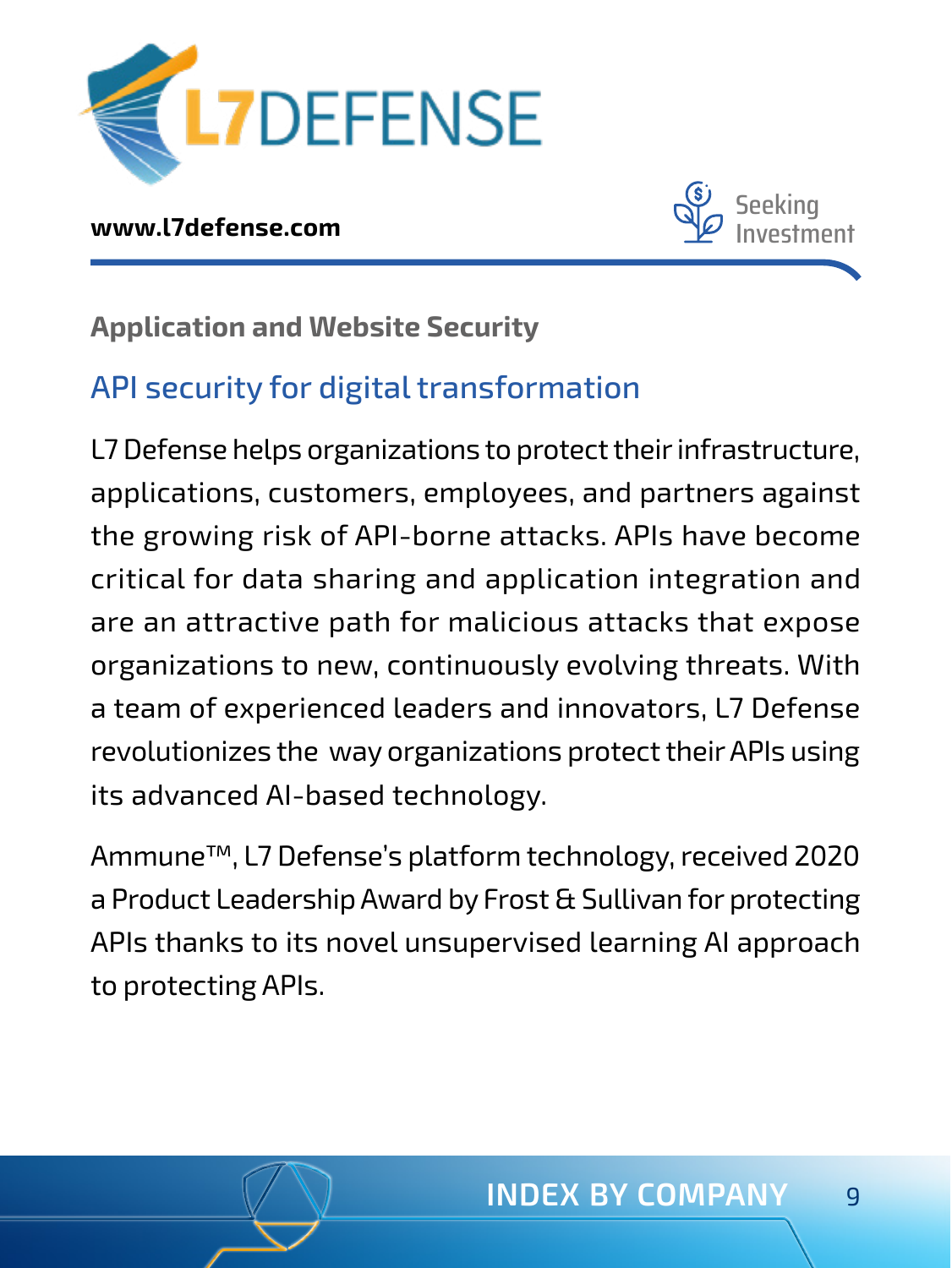# L7DEFENSE

**www.l7defense.com**

Seeking Investment

**Application and Website Security**

## API security for digital transformation

L7 Defense helps organizations to protect their infrastructure, applications, customers, employees, and partners against the growing risk of API-borne attacks. APIs have become critical for data sharing and application integration and are an attractive path for malicious attacks that expose organizations to new, continuously evolving threats. With a team of experienced leaders and innovators, L7 Defense revolutionizes the way organizations protect their APIs using its advanced AI-based technology.

Ammune™, L7 Defense's platform technology, received 2020 a Product Leadership Award by Frost & Sullivan for protecting APIs thanks to its novel unsupervised learning AI approach to protecting APIs.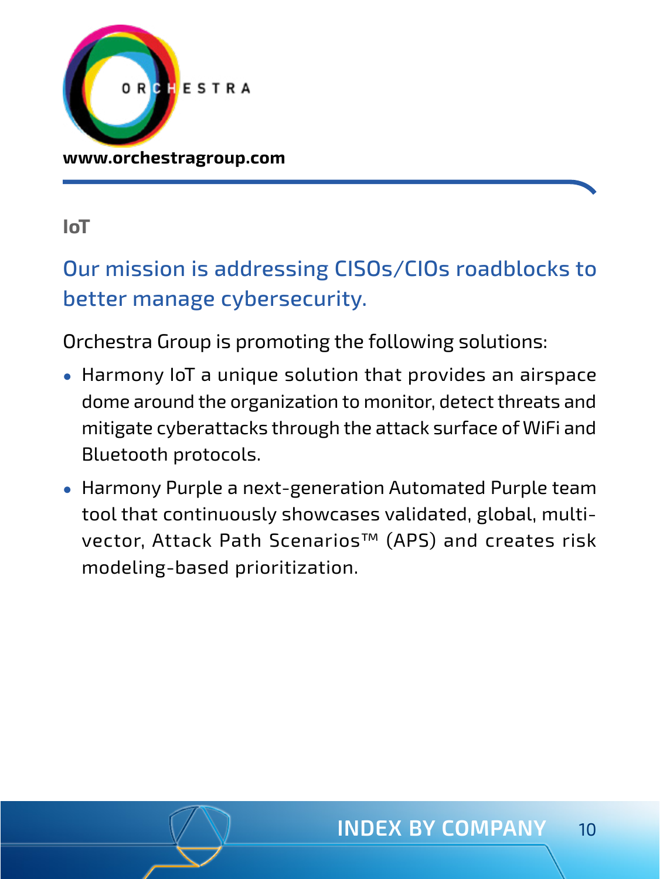ORCHESTRA

**www.orchestragroup.com**

**IoT**

## Our mission is addressing CISOs/CIOs roadblocks to better manage cybersecurity.

Orchestra Group is promoting the following solutions:

- Harmony IoT a unique solution that provides an airspace dome around the organization to monitor, detect threats and mitigate cyberattacks through the attack surface of WiFi and Bluetooth protocols.
- Harmony Purple a next-generation Automated Purple team tool that continuously showcases validated, global, multi-vector, Attack Path Scenarios™ (APS) and creates risk modeling-based prioritization.

INDEX BY COMPANY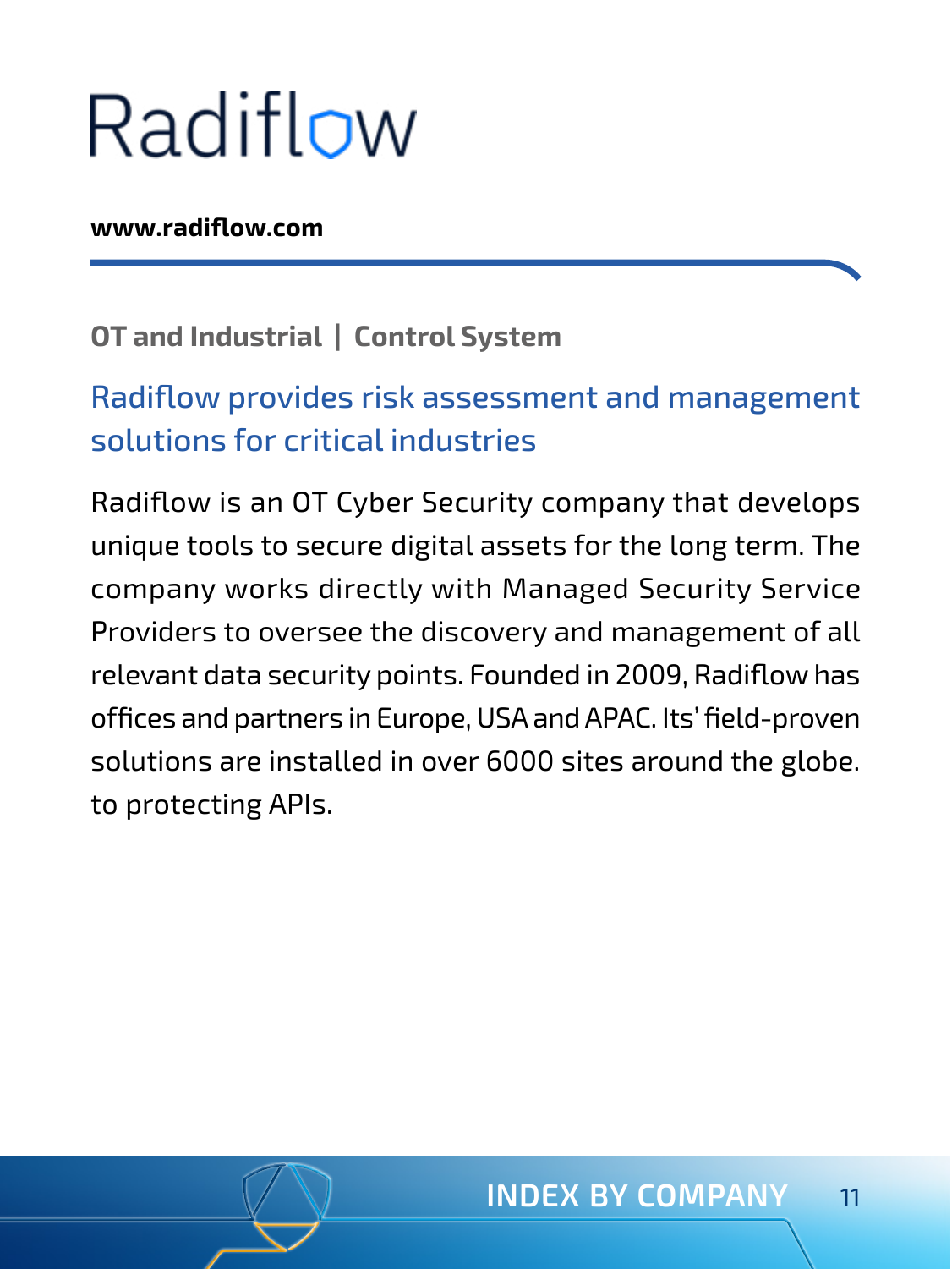# Radiflow

**www.radiflow.com**

**OT and Industrial | Control System**

## Radiflow provides risk assessment and management solutions for critical industries

Radiflow is an OT Cyber Security company that develops unique tools to secure digital assets for the long term. The company works directly with Managed Security Service Providers to oversee the discovery and management of all relevant data security points. Founded in 2009, Radiflow has offices and partners in Europe, USA and APAC. Its' field-proven solutions are installed in over 6000 sites around the globe. to protecting APIs.

INDEX BY COMPANY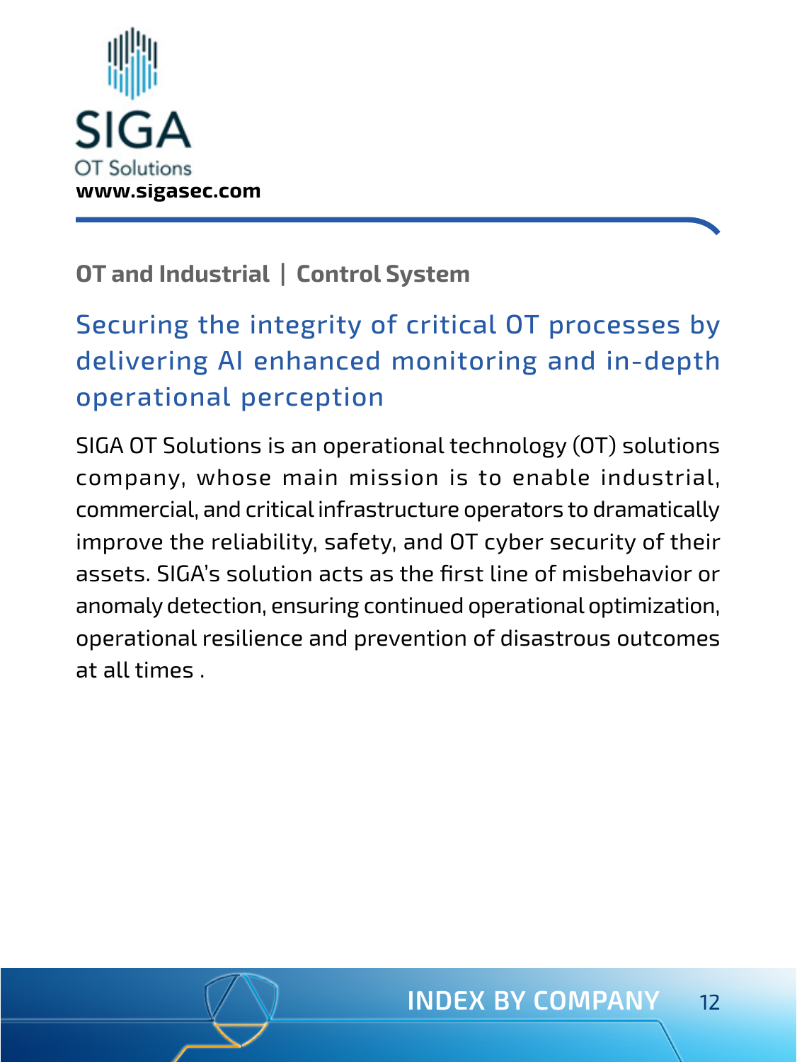# SIGA

OT Solutions

**www.sigasec.com**

**OT and Industrial | Control System**

## Securing the integrity of critical OT processes by delivering AI enhanced monitoring and in-depth operational perception

SIGA OT Solutions is an operational technology (OT) solutions company, whose main mission is to enable industrial, commercial, and critical infrastructure operators to dramatically improve the reliability, safety, and OT cyber security of their assets. SIGA's solution acts as the first line of misbehavior or anomaly detection, ensuring continued operational optimization, operational resilience and prevention of disastrous outcomes at all times .

INDEX BY COMPANY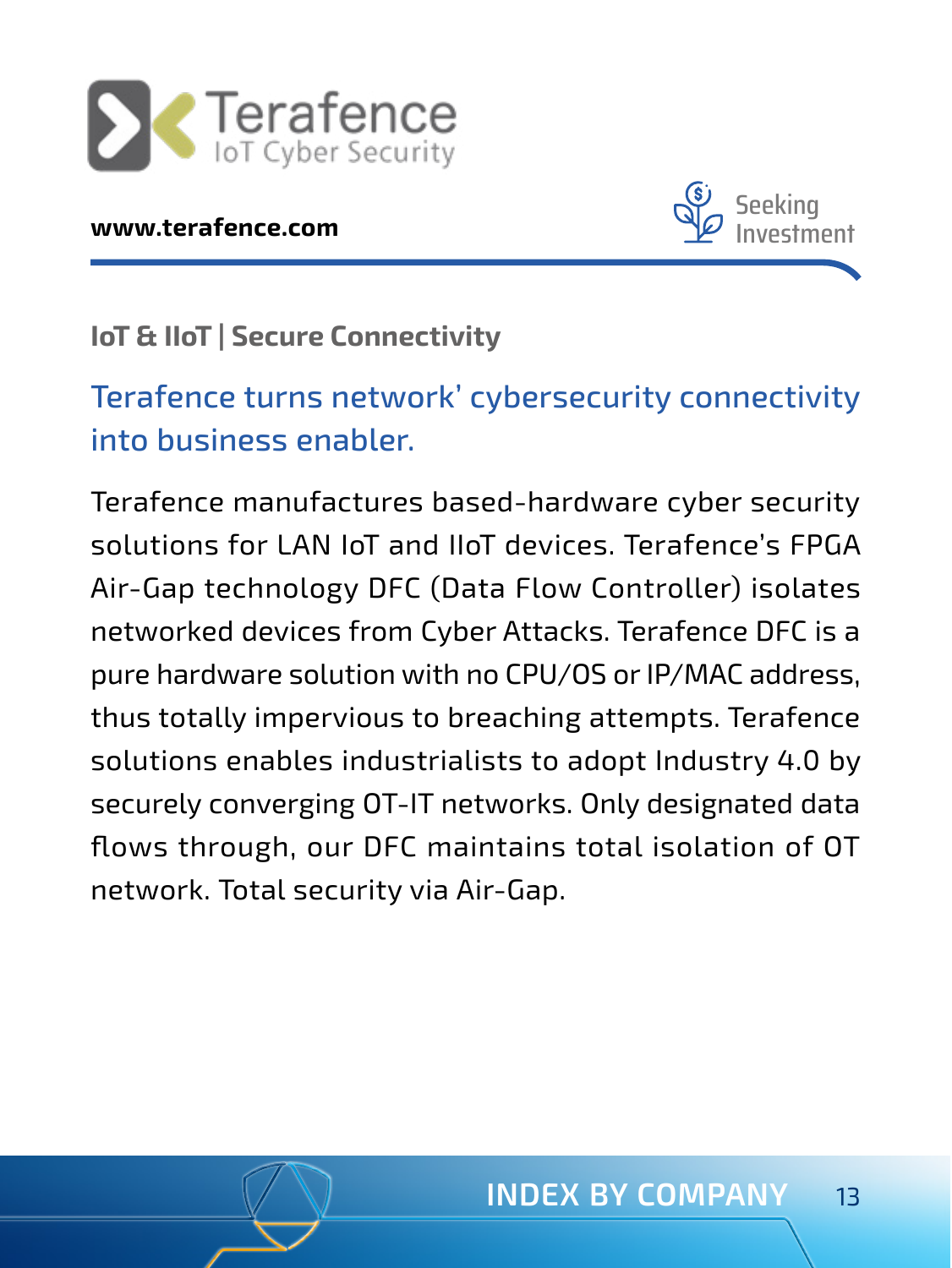# Terafence

IoT Cyber Security

**www.terafence.com**

Seeking Investment

**IoT & IIoT | Secure Connectivity**

## Terafence turns network' cybersecurity connectivity into business enabler.

Terafence manufactures based-hardware cyber security solutions for LAN IoT and IIoT devices. Terafence's FPGA Air-Gap technology DFC (Data Flow Controller) isolates networked devices from Cyber Attacks. Terafence DFC is a pure hardware solution with no CPU/OS or IP/MAC address, thus totally impervious to breaching attempts. Terafence solutions enables industrialists to adopt Industry 4.0 by securely converging OT-IT networks. Only designated data flows through, our DFC maintains total isolation of OT network. Total security via Air-Gap.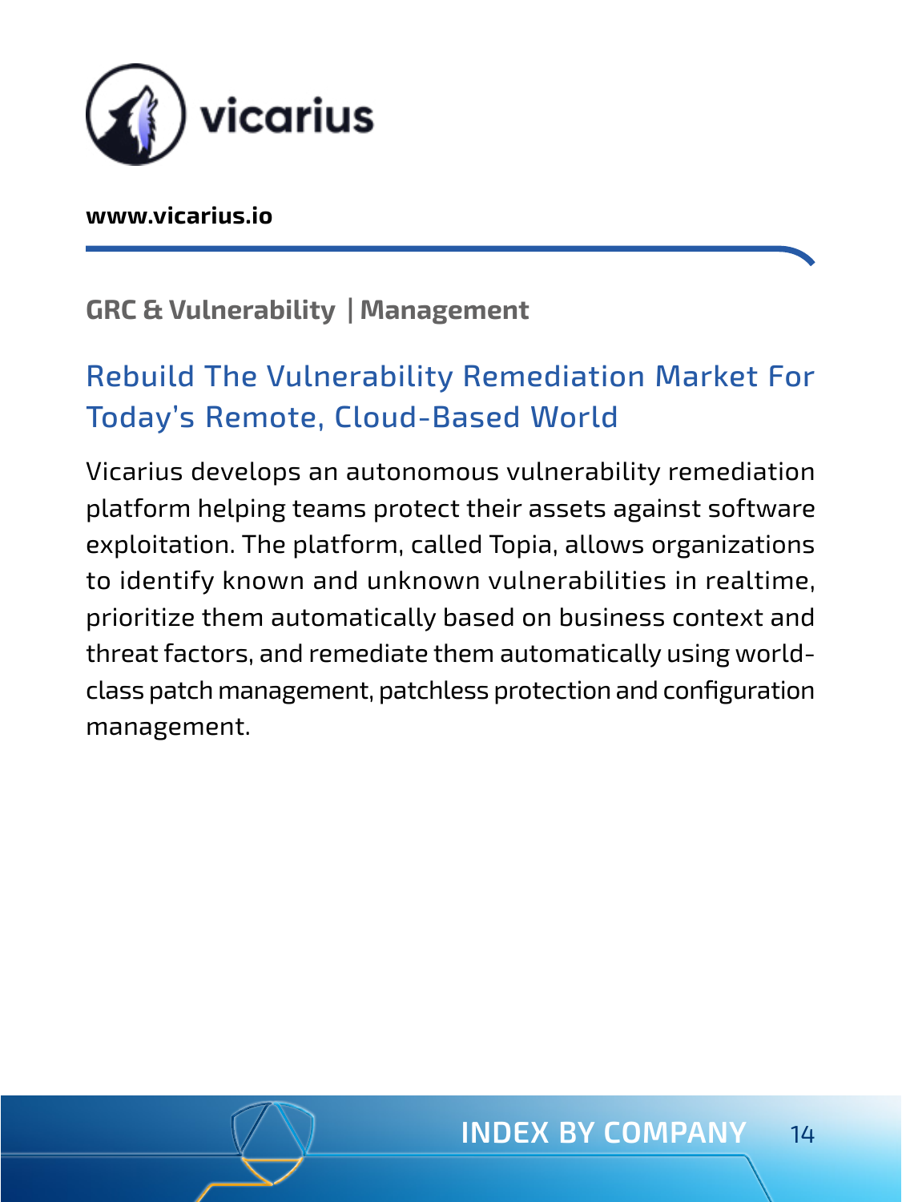# vicarius

**www.vicarius.io**

**GRC & Vulnerability | Management**

## Rebuild The Vulnerability Remediation Market For Today's Remote, Cloud-Based World

Vicarius develops an autonomous vulnerability remediation platform helping teams protect their assets against software exploitation. The platform, called Topia, allows organizations to identify known and unknown vulnerabilities in realtime, prioritize them automatically based on business context and threat factors, and remediate them automatically using world-class patch management, patchless protection and configuration management.

INDEX BY COMPANY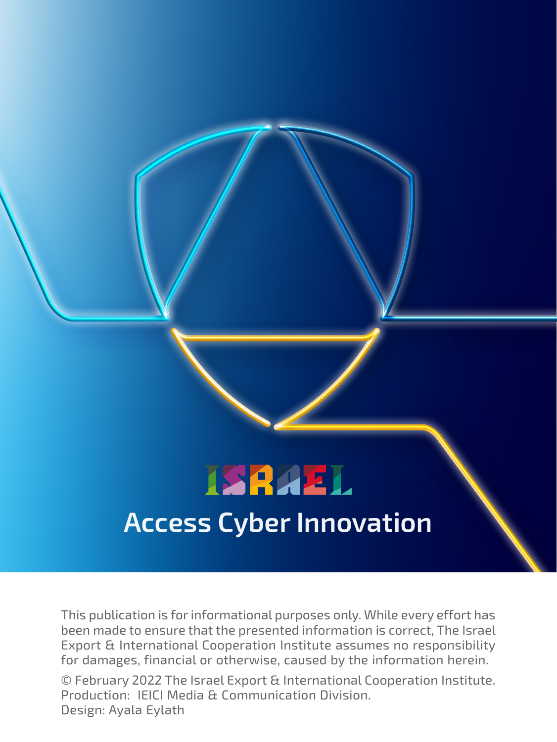ISRAEL

# Access Cyber Innovation

This publication is for informational purposes only. While every effort has been made to ensure that the presented information is correct, The Israel Export & International Cooperation Institute assumes no responsibility for damages, financial or otherwise, caused by the information herein.

© February 2022 The Israel Export & International Cooperation Institute.
Production: IEICI Media & Communication Division.
Design: Ayala Eylath